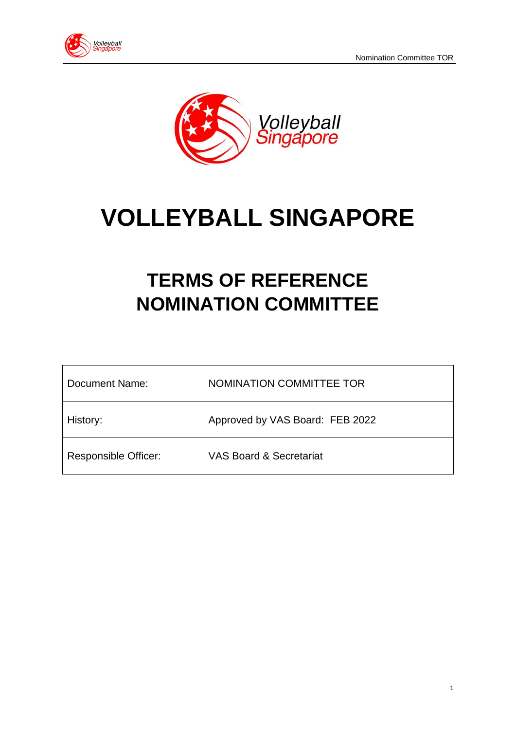# VOLLEYBALL SINGAPORE

## TERMS OF REFERENCE
## NOMINATION COMMITTEE

| Document Name: | NOMINATION COMMITTEE TOR |
|---|---|
| History: | Approved by VAS Board: FEB 2022 |
| Responsible Officer: | VAS Board & Secretariat |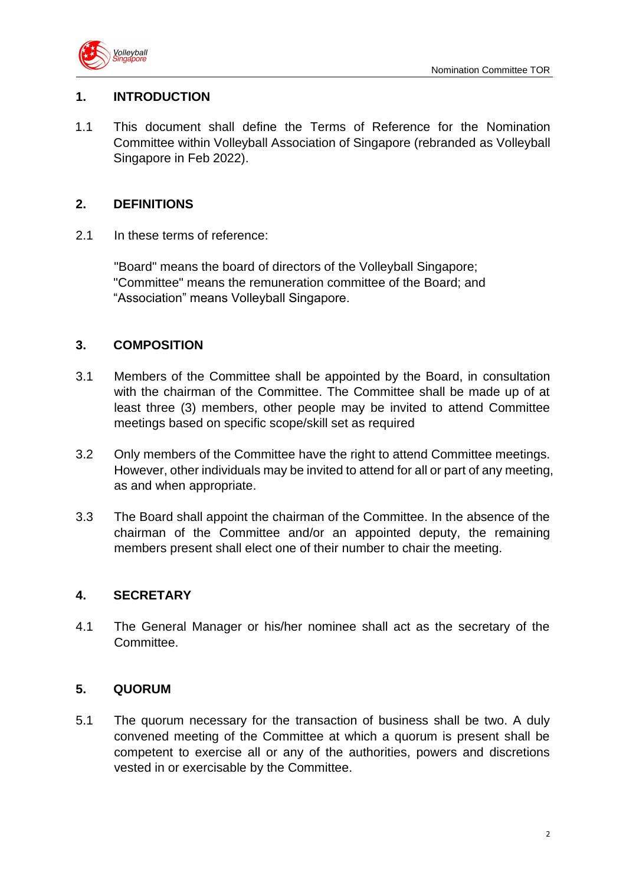## 1. INTRODUCTION

1.1 This document shall define the Terms of Reference for the Nomination Committee within Volleyball Association of Singapore (rebranded as Volleyball Singapore in Feb 2022).

## 2. DEFINITIONS

2.1 In these terms of reference:

"Board" means the board of directors of the Volleyball Singapore;
"Committee" means the remuneration committee of the Board; and
"Association" means Volleyball Singapore.

## 3. COMPOSITION

3.1 Members of the Committee shall be appointed by the Board, in consultation with the chairman of the Committee. The Committee shall be made up of at least three (3) members, other people may be invited to attend Committee meetings based on specific scope/skill set as required

3.2 Only members of the Committee have the right to attend Committee meetings. However, other individuals may be invited to attend for all or part of any meeting, as and when appropriate.

3.3 The Board shall appoint the chairman of the Committee. In the absence of the chairman of the Committee and/or an appointed deputy, the remaining members present shall elect one of their number to chair the meeting.

## 4. SECRETARY

4.1 The General Manager or his/her nominee shall act as the secretary of the Committee.

## 5. QUORUM

5.1 The quorum necessary for the transaction of business shall be two. A duly convened meeting of the Committee at which a quorum is present shall be competent to exercise all or any of the authorities, powers and discretions vested in or exercisable by the Committee.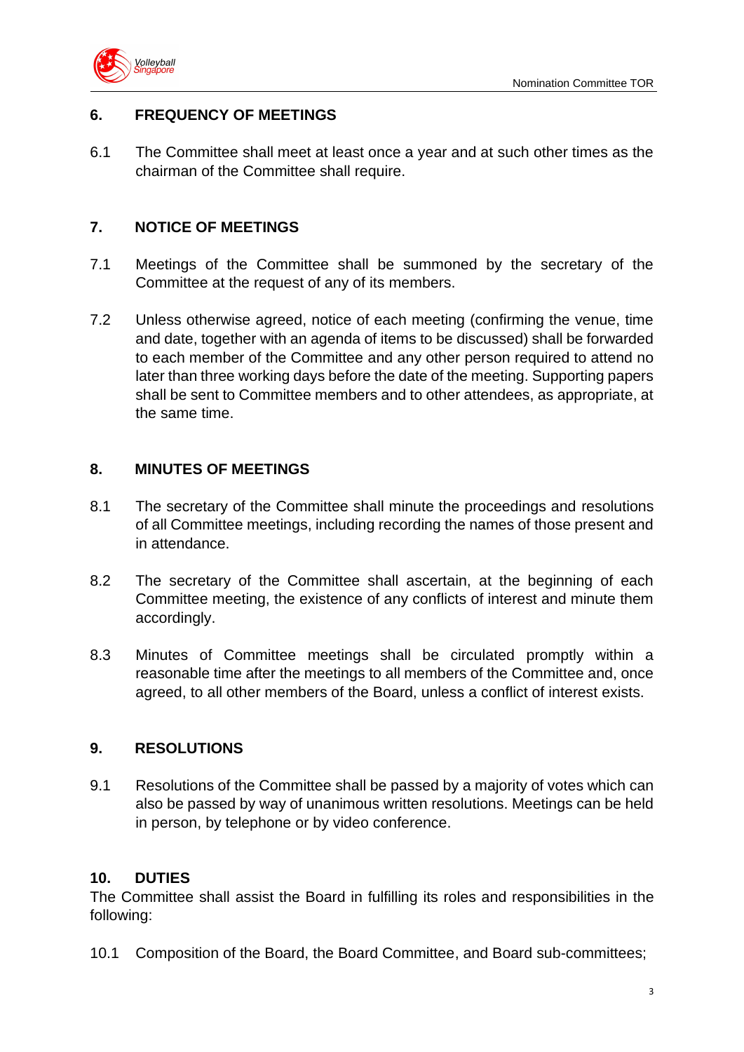## 6. FREQUENCY OF MEETINGS

6.1 The Committee shall meet at least once a year and at such other times as the chairman of the Committee shall require.

## 7. NOTICE OF MEETINGS

7.1 Meetings of the Committee shall be summoned by the secretary of the Committee at the request of any of its members.

7.2 Unless otherwise agreed, notice of each meeting (confirming the venue, time and date, together with an agenda of items to be discussed) shall be forwarded to each member of the Committee and any other person required to attend no later than three working days before the date of the meeting. Supporting papers shall be sent to Committee members and to other attendees, as appropriate, at the same time.

## 8. MINUTES OF MEETINGS

8.1 The secretary of the Committee shall minute the proceedings and resolutions of all Committee meetings, including recording the names of those present and in attendance.

8.2 The secretary of the Committee shall ascertain, at the beginning of each Committee meeting, the existence of any conflicts of interest and minute them accordingly.

8.3 Minutes of Committee meetings shall be circulated promptly within a reasonable time after the meetings to all members of the Committee and, once agreed, to all other members of the Board, unless a conflict of interest exists.

## 9. RESOLUTIONS

9.1 Resolutions of the Committee shall be passed by a majority of votes which can also be passed by way of unanimous written resolutions. Meetings can be held in person, by telephone or by video conference.

## 10. DUTIES

The Committee shall assist the Board in fulfilling its roles and responsibilities in the following:

10.1 Composition of the Board, the Board Committee, and Board sub-committees;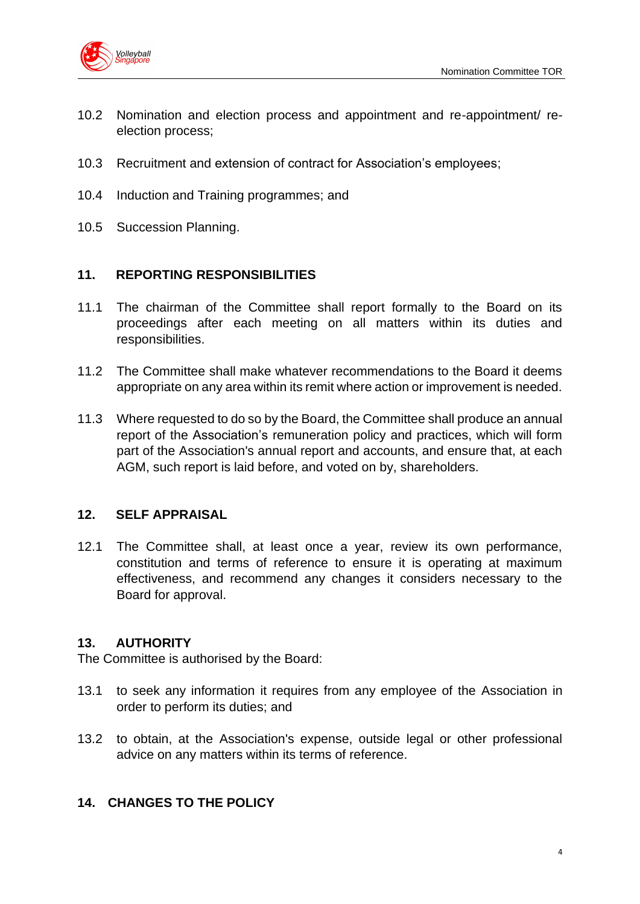10.2 Nomination and election process and appointment and re-appointment/ re-election process;

10.3 Recruitment and extension of contract for Association's employees;

10.4 Induction and Training programmes; and

10.5 Succession Planning.

## 11. REPORTING RESPONSIBILITIES

11.1 The chairman of the Committee shall report formally to the Board on its proceedings after each meeting on all matters within its duties and responsibilities.

11.2 The Committee shall make whatever recommendations to the Board it deems appropriate on any area within its remit where action or improvement is needed.

11.3 Where requested to do so by the Board, the Committee shall produce an annual report of the Association's remuneration policy and practices, which will form part of the Association's annual report and accounts, and ensure that, at each AGM, such report is laid before, and voted on by, shareholders.

## 12. SELF APPRAISAL

12.1 The Committee shall, at least once a year, review its own performance, constitution and terms of reference to ensure it is operating at maximum effectiveness, and recommend any changes it considers necessary to the Board for approval.

## 13. AUTHORITY

The Committee is authorised by the Board:

13.1 to seek any information it requires from any employee of the Association in order to perform its duties; and

13.2 to obtain, at the Association's expense, outside legal or other professional advice on any matters within its terms of reference.

## 14. CHANGES TO THE POLICY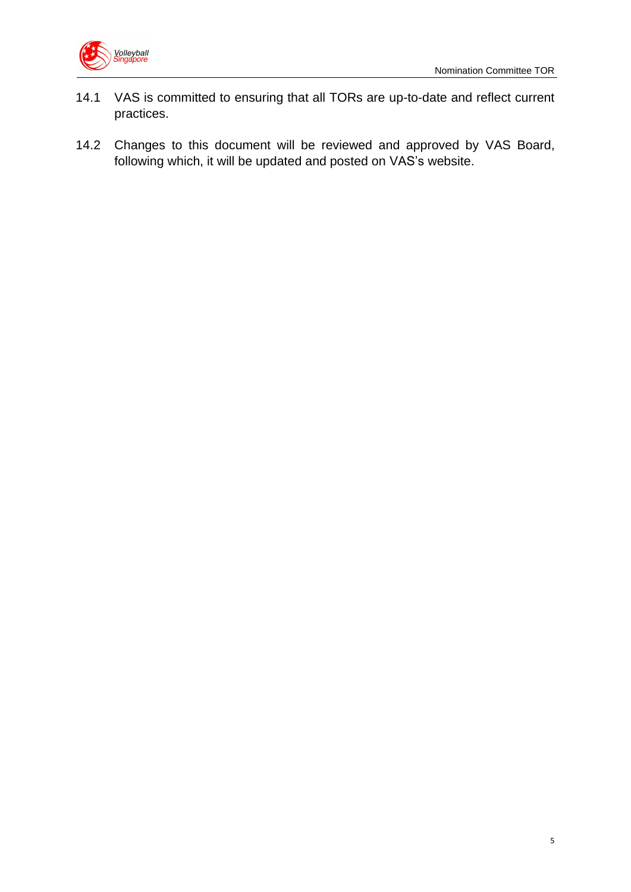14.1 VAS is committed to ensuring that all TORs are up-to-date and reflect current practices.

14.2 Changes to this document will be reviewed and approved by VAS Board, following which, it will be updated and posted on VAS's website.